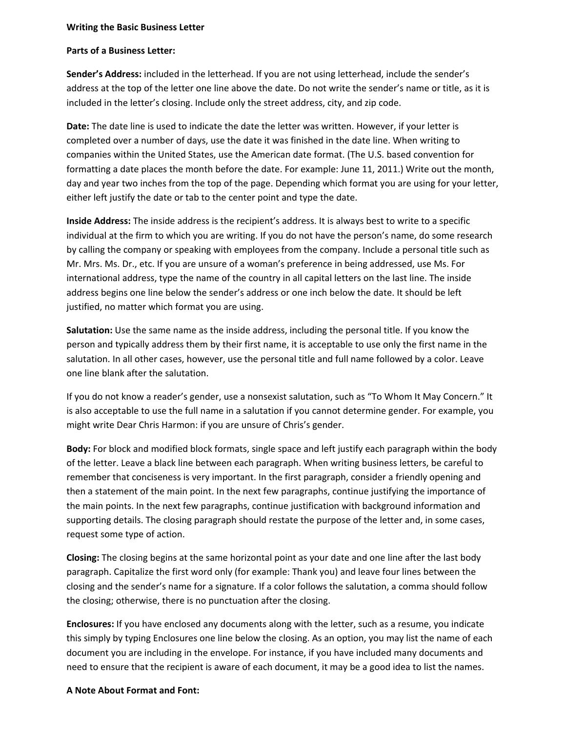**Writing the Basic Business Letter**

**Parts of a Business Letter:**

**Sender's Address:** included in the letterhead. If you are not using letterhead, include the sender's address at the top of the letter one line above the date. Do not write the sender's name or title, as it is included in the letter's closing. Include only the street address, city, and zip code.

**Date:** The date line is used to indicate the date the letter was written. However, if your letter is completed over a number of days, use the date it was finished in the date line. When writing to companies within the United States, use the American date format. (The U.S. based convention for formatting a date places the month before the date. For example: June 11, 2011.) Write out the month, day and year two inches from the top of the page. Depending which format you are using for your letter, either left justify the date or tab to the center point and type the date.

**Inside Address:** The inside address is the recipient's address. It is always best to write to a specific individual at the firm to which you are writing. If you do not have the person's name, do some research by calling the company or speaking with employees from the company. Include a personal title such as Mr. Mrs. Ms. Dr., etc. If you are unsure of a woman's preference in being addressed, use Ms. For international address, type the name of the country in all capital letters on the last line. The inside address begins one line below the sender's address or one inch below the date. It should be left justified, no matter which format you are using.

**Salutation:** Use the same name as the inside address, including the personal title. If you know the person and typically address them by their first name, it is acceptable to use only the first name in the salutation. In all other cases, however, use the personal title and full name followed by a color. Leave one line blank after the salutation.

If you do not know a reader's gender, use a nonsexist salutation, such as "To Whom It May Concern." It is also acceptable to use the full name in a salutation if you cannot determine gender. For example, you might write Dear Chris Harmon: if you are unsure of Chris's gender.

**Body:** For block and modified block formats, single space and left justify each paragraph within the body of the letter. Leave a black line between each paragraph. When writing business letters, be careful to remember that conciseness is very important. In the first paragraph, consider a friendly opening and then a statement of the main point. In the next few paragraphs, continue justifying the importance of the main points. In the next few paragraphs, continue justification with background information and supporting details. The closing paragraph should restate the purpose of the letter and, in some cases, request some type of action.

**Closing:** The closing begins at the same horizontal point as your date and one line after the last body paragraph. Capitalize the first word only (for example: Thank you) and leave four lines between the closing and the sender's name for a signature. If a color follows the salutation, a comma should follow the closing; otherwise, there is no punctuation after the closing.

**Enclosures:** If you have enclosed any documents along with the letter, such as a resume, you indicate this simply by typing Enclosures one line below the closing. As an option, you may list the name of each document you are including in the envelope. For instance, if you have included many documents and need to ensure that the recipient is aware of each document, it may be a good idea to list the names.

**A Note About Format and Font:**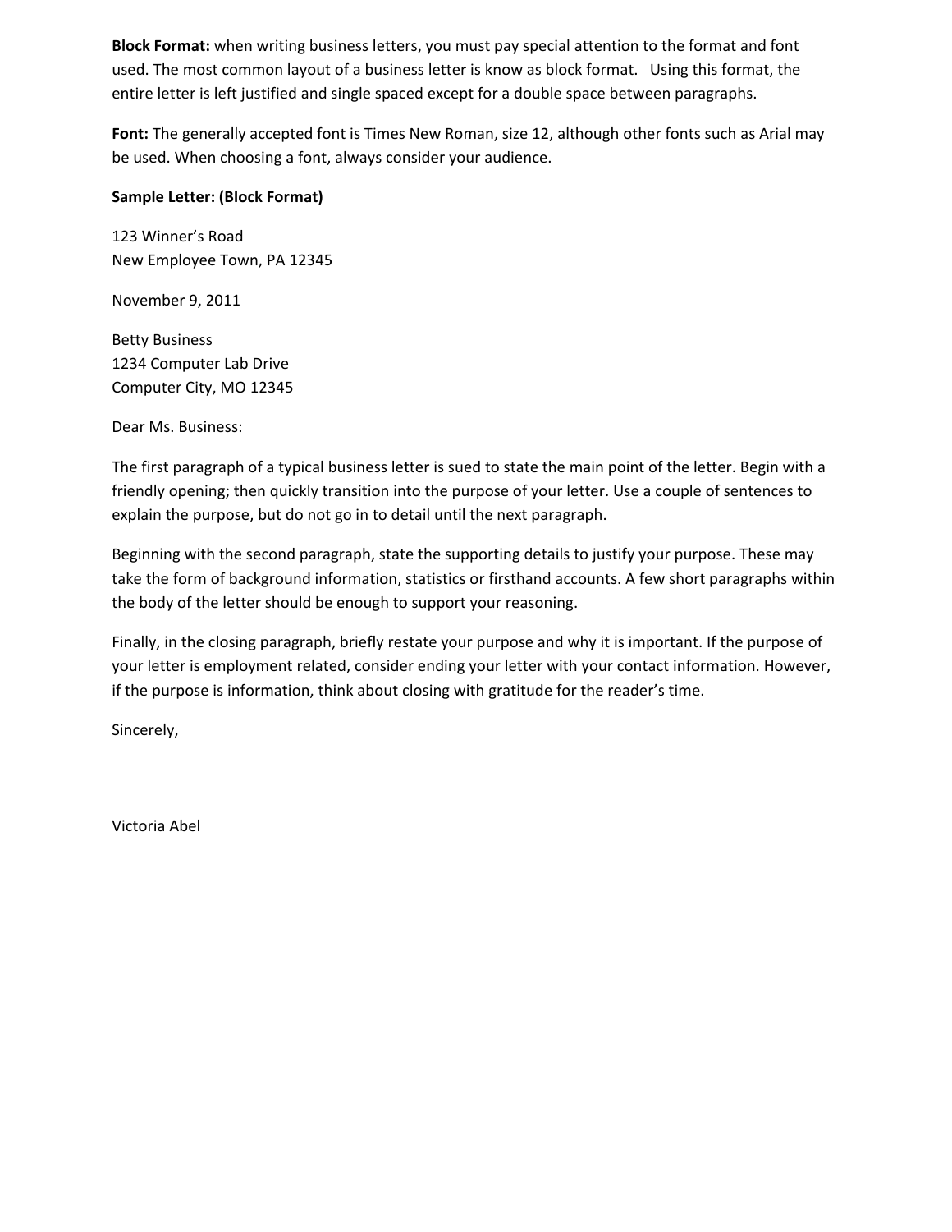**Block Format:** when writing business letters, you must pay special attention to the format and font used. The most common layout of a business letter is know as block format. Using this format, the entire letter is left justified and single spaced except for a double space between paragraphs.

**Font:** The generally accepted font is Times New Roman, size 12, although other fonts such as Arial may be used. When choosing a font, always consider your audience.

**Sample Letter: (Block Format)**

123 Winner's Road
New Employee Town, PA 12345

November 9, 2011

Betty Business
1234 Computer Lab Drive
Computer City, MO 12345

Dear Ms. Business:

The first paragraph of a typical business letter is sued to state the main point of the letter. Begin with a friendly opening; then quickly transition into the purpose of your letter. Use a couple of sentences to explain the purpose, but do not go in to detail until the next paragraph.

Beginning with the second paragraph, state the supporting details to justify your purpose. These may take the form of background information, statistics or firsthand accounts. A few short paragraphs within the body of the letter should be enough to support your reasoning.

Finally, in the closing paragraph, briefly restate your purpose and why it is important. If the purpose of your letter is employment related, consider ending your letter with your contact information. However, if the purpose is information, think about closing with gratitude for the reader's time.

Sincerely,

Victoria Abel